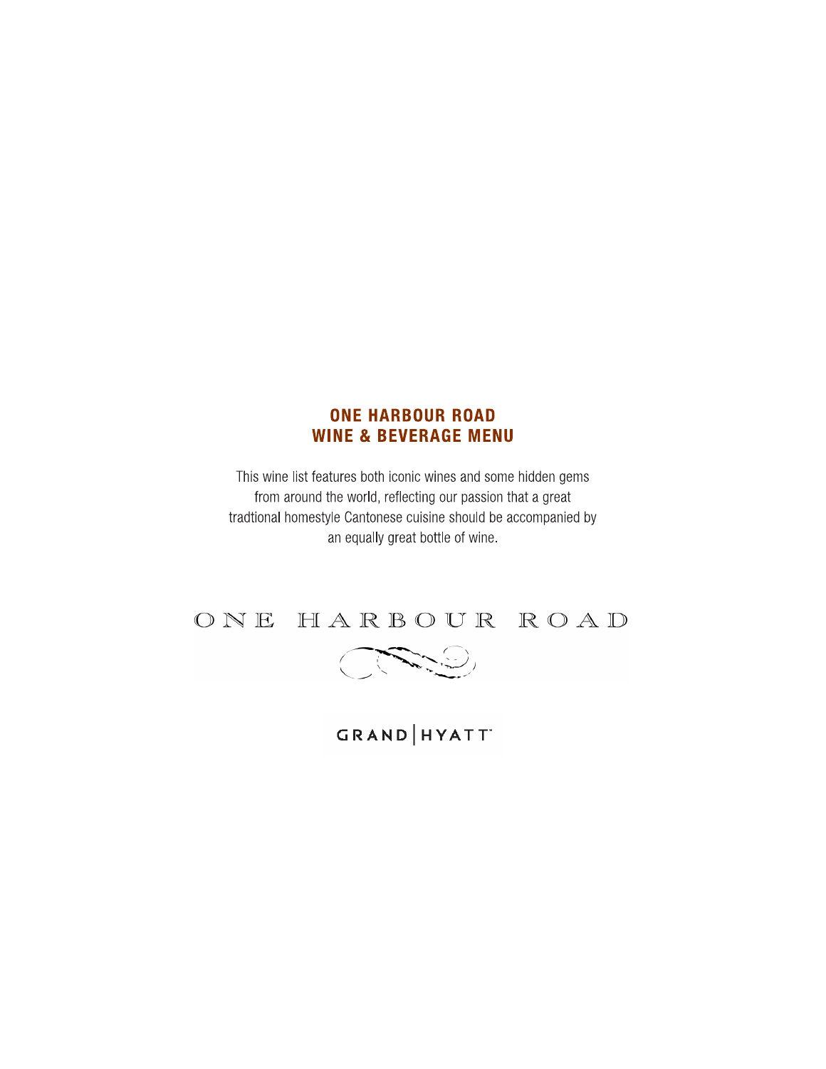# ONE HARBOUR ROAD
# WINE & BEVERAGE MENU

This wine list features both iconic wines and some hidden gems from around the world, reflecting our passion that a great tradtional homestyle Cantonese cuisine should be accompanied by an equally great bottle of wine.

ONE HARBOUR ROAD

GRAND | HYATT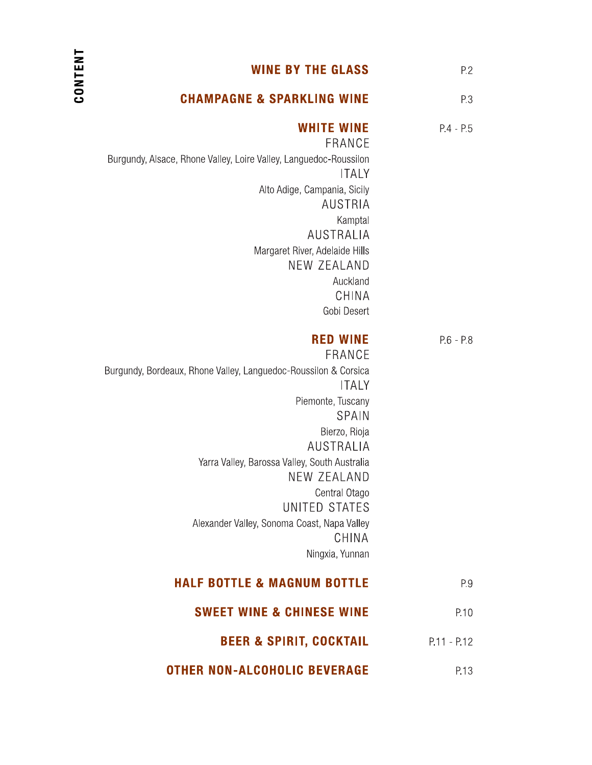# CONTENT

| Section | Page |
|---|---|
| **WINE BY THE GLASS** | P.2 |
| **CHAMPAGNE & SPARKLING WINE** | P.3 |
| **WHITE WINE** | P.4 - P.5 |
| FRANCE | |
| Burgundy, Alsace, Rhone Valley, Loire Valley, Languedoc-Roussilon | |
| ITALY | |
| Alto Adige, Campania, Sicily | |
| AUSTRIA | |
| Kamptal | |
| AUSTRALIA | |
| Margaret River, Adelaide Hills | |
| NEW ZEALAND | |
| Auckland | |
| CHINA | |
| Gobi Desert | |
| **RED WINE** | P.6 - P.8 |
| FRANCE | |
| Burgundy, Bordeaux, Rhone Valley, Languedoc-Roussilon & Corsica | |
| ITALY | |
| Piemonte, Tuscany | |
| SPAIN | |
| Bierzo, Rioja | |
| AUSTRALIA | |
| Yarra Valley, Barossa Valley, South Australia | |
| NEW ZEALAND | |
| Central Otago | |
| UNITED STATES | |
| Alexander Valley, Sonoma Coast, Napa Valley | |
| CHINA | |
| Ningxia, Yunnan | |
| **HALF BOTTLE & MAGNUM BOTTLE** | P.9 |
| **SWEET WINE & CHINESE WINE** | P.10 |
| **BEER & SPIRIT, COCKTAIL** | P.11 - P.12 |
| **OTHER NON-ALCOHOLIC BEVERAGE** | P.13 |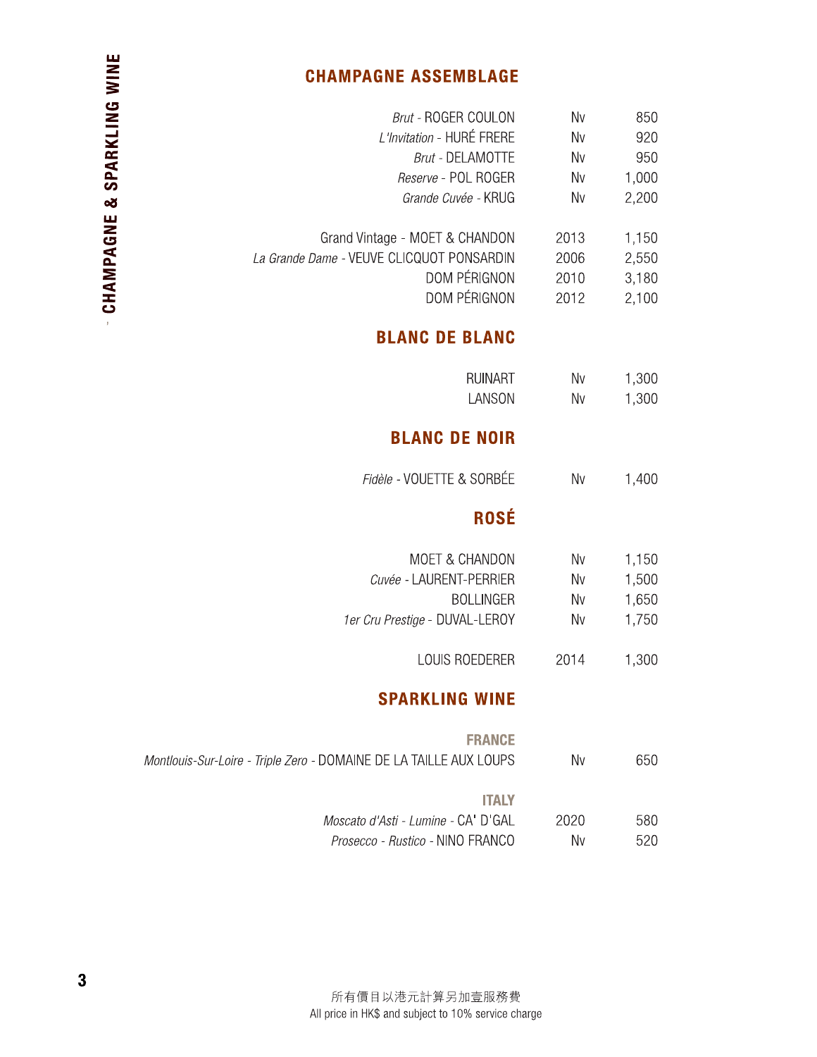# CHAMPAGNE & SPARKLING WINE

## CHAMPAGNE ASSEMBLAGE

| Wine | Vintage | Price |
|---|---|---|
| *Brut* - ROGER COULON | Nv | 850 |
| *L'Invitation* - HURÉ FRERE | Nv | 920 |
| *Brut* - DELAMOTTE | Nv | 950 |
| *Reserve* - POL ROGER | Nv | 1,000 |
| *Grande Cuvée* - KRUG | Nv | 2,200 |
| Grand Vintage - MOET & CHANDON | 2013 | 1,150 |
| *La Grande Dame* - VEUVE CLICQUOT PONSARDIN | 2006 | 2,550 |
| DOM PÉRIGNON | 2010 | 3,180 |
| DOM PÉRIGNON | 2012 | 2,100 |

## BLANC DE BLANC

| Wine | Vintage | Price |
|---|---|---|
| RUINART | Nv | 1,300 |
| LANSON | Nv | 1,300 |

## BLANC DE NOIR

| Wine | Vintage | Price |
|---|---|---|
| *Fidèle* - VOUETTE & SORBÉE | Nv | 1,400 |

## ROSÉ

| Wine | Vintage | Price |
|---|---|---|
| MOET & CHANDON | Nv | 1,150 |
| *Cuvée* - LAURENT-PERRIER | Nv | 1,500 |
| BOLLINGER | Nv | 1,650 |
| *1er Cru Prestige* - DUVAL-LEROY | Nv | 1,750 |
| LOUIS ROEDERER | 2014 | 1,300 |

## SPARKLING WINE

### FRANCE

| Wine | Vintage | Price |
|---|---|---|
| *Montlouis-Sur-Loire - Triple Zero* - DOMAINE DE LA TAILLE AUX LOUPS | Nv | 650 |

### ITALY

| Wine | Vintage | Price |
|---|---|---|
| *Moscato d'Asti - Lumine* - CA' D'GAL | 2020 | 580 |
| *Prosecco - Rustico* - NINO FRANCO | Nv | 520 |

所有價目以港元計算另加壹服務費

All price in HK$ and subject to 10% service charge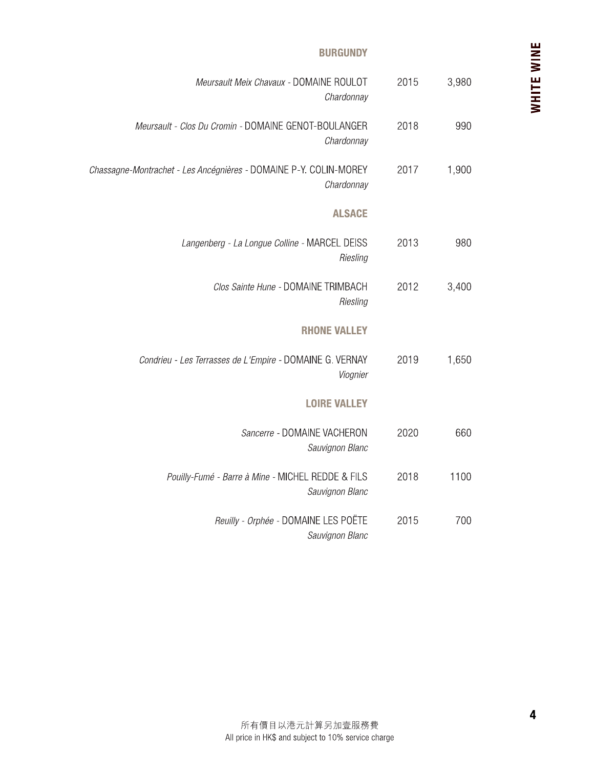# WHITE WINE

## BURGUNDY

| Wine | Vintage | Price |
|---|---|---|
| *Meursault Meix Chavaux* - DOMAINE ROULOT<br>*Chardonnay* | 2015 | 3,980 |
| *Meursault - Clos Du Cromin* - DOMAINE GENOT-BOULANGER<br>*Chardonnay* | 2018 | 990 |
| *Chassagne-Montrachet - Les Ancégnières* - DOMAINE P-Y. COLIN-MOREY<br>*Chardonnay* | 2017 | 1,900 |

## ALSACE

| Wine | Vintage | Price |
|---|---|---|
| *Langenberg - La Longue Colline* - MARCEL DEISS<br>*Riesling* | 2013 | 980 |
| *Clos Sainte Hune* - DOMAINE TRIMBACH<br>*Riesling* | 2012 | 3,400 |

## RHONE VALLEY

| Wine | Vintage | Price |
|---|---|---|
| *Condrieu - Les Terrasses de L'Empire* - DOMAINE G. VERNAY<br>*Viognier* | 2019 | 1,650 |

## LOIRE VALLEY

| Wine | Vintage | Price |
|---|---|---|
| *Sancerre* - DOMAINE VACHERON<br>*Sauvignon Blanc* | 2020 | 660 |
| *Pouilly-Fumé - Barre à Mine* - MICHEL REDDE & FILS<br>*Sauvignon Blanc* | 2018 | 1100 |
| *Reuilly - Orphée* - DOMAINE LES POËTE<br>*Sauvignon Blanc* | 2015 | 700 |

所有價目以港元計算另加壹服務費
All price in HK$ and subject to 10% service charge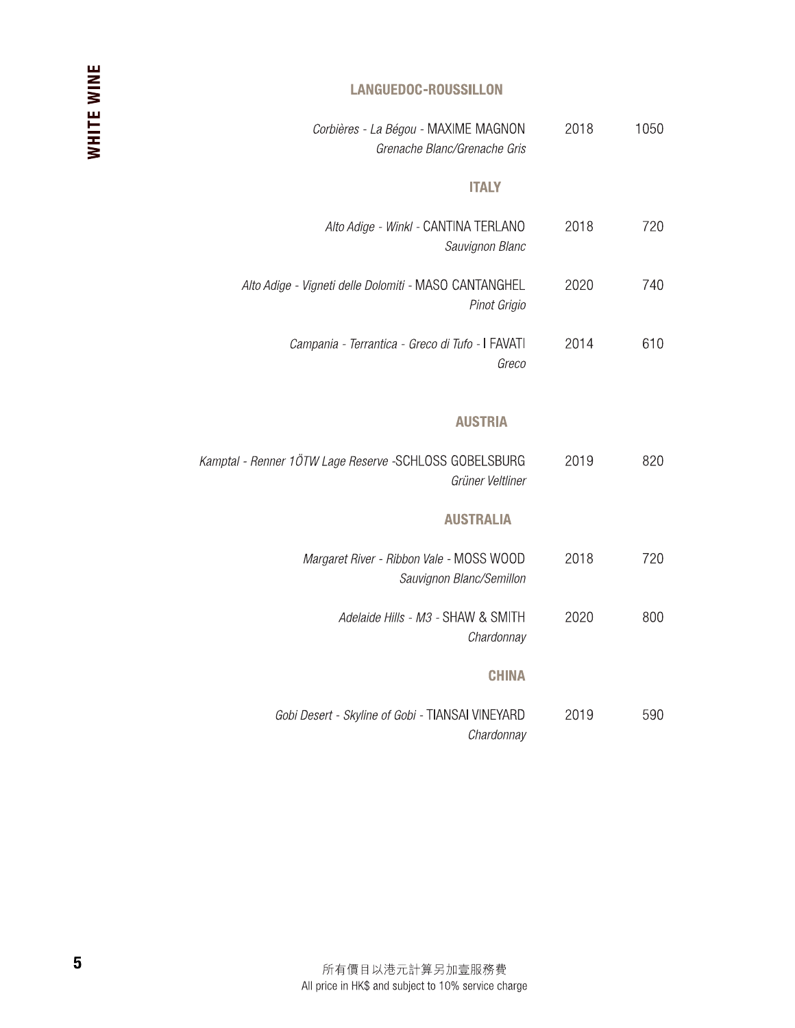# WHITE WINE

## LANGUEDOC-ROUSSILLON

| Wine | Vintage | Price |
|---|---|---|
| *Corbières - La Bégou -* MAXIME MAGNON<br>*Grenache Blanc/Grenache Gris* | 2018 | 1050 |

## ITALY

| Wine | Vintage | Price |
|---|---|---|
| *Alto Adige - Winkl -* CANTINA TERLANO<br>*Sauvignon Blanc* | 2018 | 720 |
| *Alto Adige - Vigneti delle Dolomiti -* MASO CANTANGHEL<br>*Pinot Grigio* | 2020 | 740 |
| *Campania - Terrantica - Greco di Tufo -* I FAVATI<br>*Greco* | 2014 | 610 |

## AUSTRIA

| Wine | Vintage | Price |
|---|---|---|
| *Kamptal - Renner 1ÖTW Lage Reserve -*SCHLOSS GOBELSBURG<br>*Grüner Veltliner* | 2019 | 820 |

## AUSTRALIA

| Wine | Vintage | Price |
|---|---|---|
| *Margaret River - Ribbon Vale -* MOSS WOOD<br>*Sauvignon Blanc/Semillon* | 2018 | 720 |
| *Adelaide Hills - M3 -* SHAW & SMITH<br>*Chardonnay* | 2020 | 800 |

## CHINA

| Wine | Vintage | Price |
|---|---|---|
| *Gobi Desert - Skyline of Gobi -* TIANSAI VINEYARD<br>*Chardonnay* | 2019 | 590 |

所有價目以港元計算另加壹服務費
All price in HK$ and subject to 10% service charge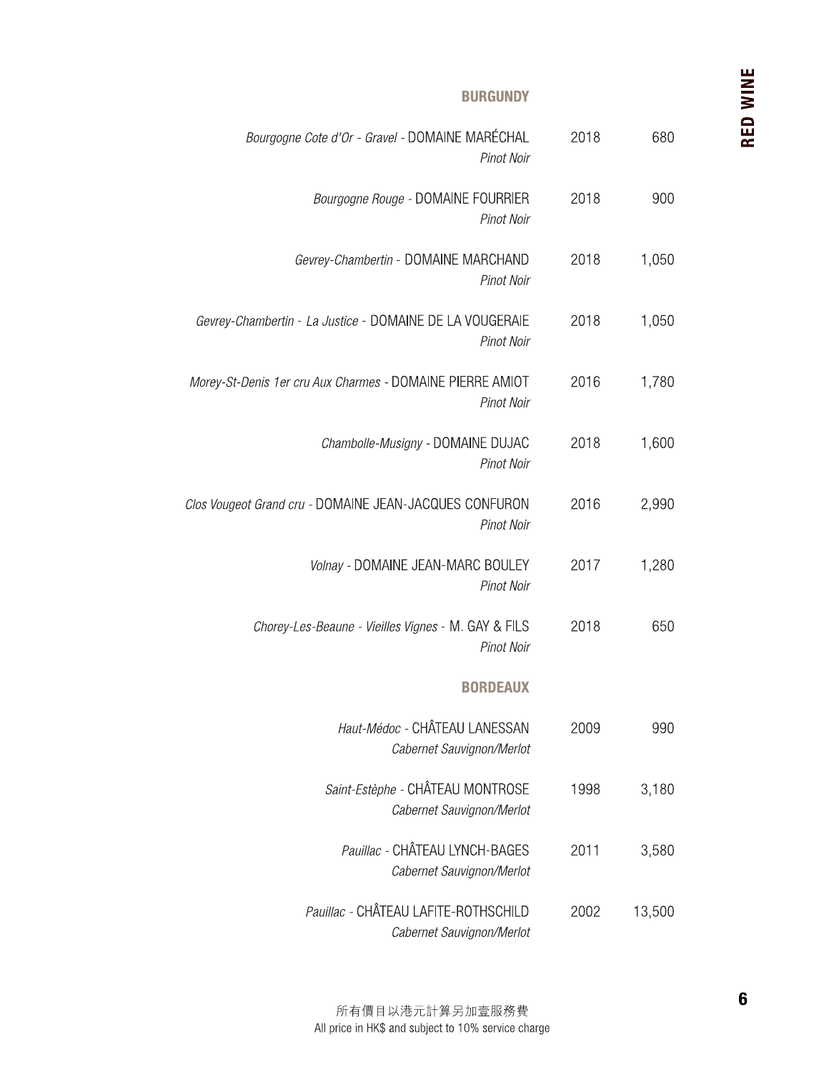# RED WINE

## BURGUNDY

| Wine | Vintage | Price |
|---|---|---|
| *Bourgogne Cote d'Or - Gravel* - DOMAINE MARÉCHAL<br>*Pinot Noir* | 2018 | 680 |
| *Bourgogne Rouge* - DOMAINE FOURRIER<br>*Pinot Noir* | 2018 | 900 |
| *Gevrey-Chambertin* - DOMAINE MARCHAND<br>*Pinot Noir* | 2018 | 1,050 |
| *Gevrey-Chambertin - La Justice* - DOMAINE DE LA VOUGERAIE<br>*Pinot Noir* | 2018 | 1,050 |
| *Morey-St-Denis 1er cru Aux Charmes* - DOMAINE PIERRE AMIOT<br>*Pinot Noir* | 2016 | 1,780 |
| *Chambolle-Musigny* - DOMAINE DUJAC<br>*Pinot Noir* | 2018 | 1,600 |
| *Clos Vougeot Grand cru* - DOMAINE JEAN-JACQUES CONFURON<br>*Pinot Noir* | 2016 | 2,990 |
| *Volnay* - DOMAINE JEAN-MARC BOULEY<br>*Pinot Noir* | 2017 | 1,280 |
| *Chorey-Les-Beaune - Vieilles Vignes* - M. GAY & FILS<br>*Pinot Noir* | 2018 | 650 |

## BORDEAUX

| Wine | Vintage | Price |
|---|---|---|
| *Haut-Médoc* - CHÂTEAU LANESSAN<br>*Cabernet Sauvignon/Merlot* | 2009 | 990 |
| *Saint-Estèphe* - CHÂTEAU MONTROSE<br>*Cabernet Sauvignon/Merlot* | 1998 | 3,180 |
| *Pauillac* - CHÂTEAU LYNCH-BAGES<br>*Cabernet Sauvignon/Merlot* | 2011 | 3,580 |
| *Pauillac* - CHÂTEAU LAFITE-ROTHSCHILD<br>*Cabernet Sauvignon/Merlot* | 2002 | 13,500 |

所有價目以港元計算另加壹服務費
All price in HK$ and subject to 10% service charge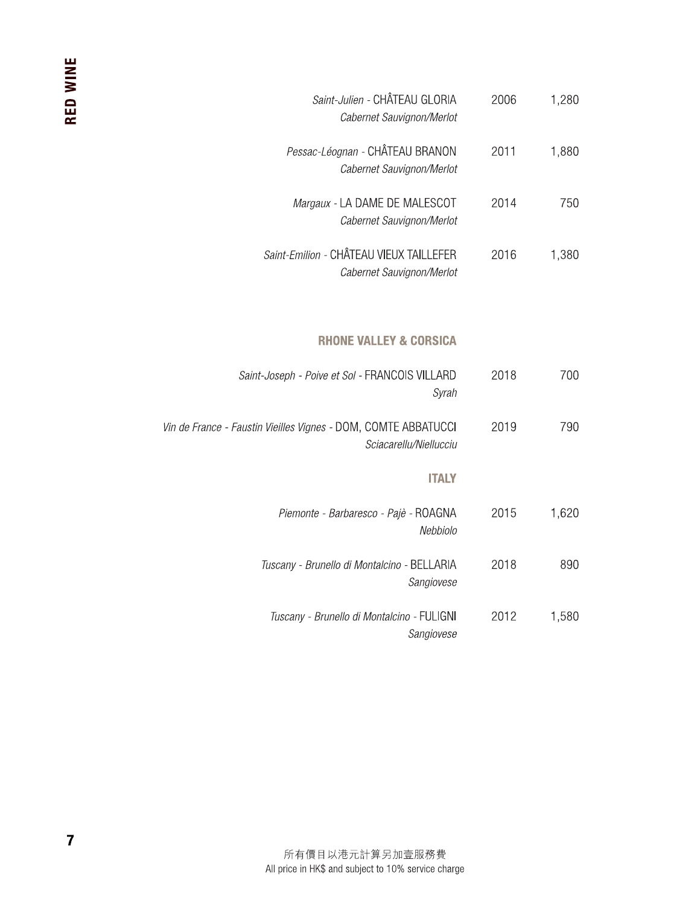# RED WINE

| Wine | Vintage | Price |
|---|---|---|
| *Saint-Julien* - CHÂTEAU GLORIA<br>*Cabernet Sauvignon/Merlot* | 2006 | 1,280 |
| *Pessac-Léognan* - CHÂTEAU BRANON<br>*Cabernet Sauvignon/Merlot* | 2011 | 1,880 |
| *Margaux* - LA DAME DE MALESCOT<br>*Cabernet Sauvignon/Merlot* | 2014 | 750 |
| *Saint-Emilion* - CHÂTEAU VIEUX TAILLEFER<br>*Cabernet Sauvignon/Merlot* | 2016 | 1,380 |

## RHONE VALLEY & CORSICA

| Wine | Vintage | Price |
|---|---|---|
| *Saint-Joseph - Poive et Sol* - FRANCOIS VILLARD<br>*Syrah* | 2018 | 700 |
| *Vin de France - Faustin Vieilles Vignes* - DOM, COMTE ABBATUCCI<br>*Sciacarellu/Niellucciu* | 2019 | 790 |

## ITALY

| Wine | Vintage | Price |
|---|---|---|
| *Piemonte - Barbaresco - Pajè* - ROAGNA<br>*Nebbiolo* | 2015 | 1,620 |
| *Tuscany - Brunello di Montalcino* - BELLARIA<br>*Sangiovese* | 2018 | 890 |
| *Tuscany - Brunello di Montalcino* - FULIGNI<br>*Sangiovese* | 2012 | 1,580 |

所有價目以港元計算另加壹服務費
All price in HK$ and subject to 10% service charge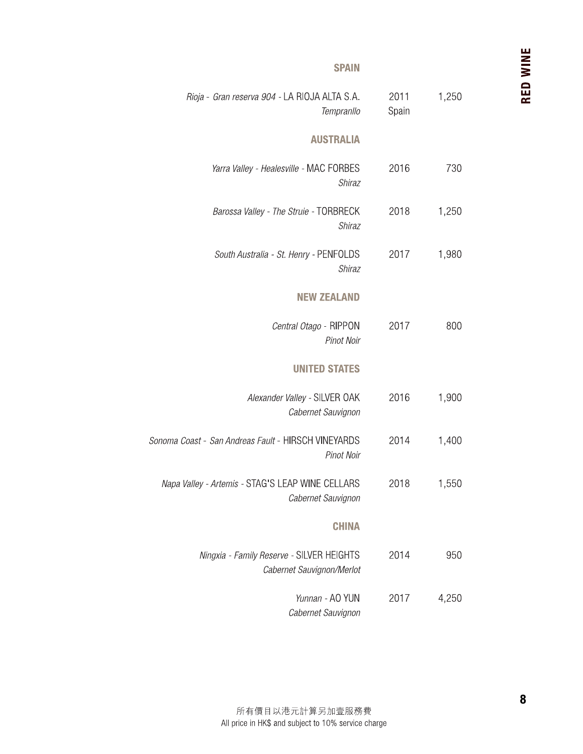## SPAIN

| Wine | Vintage | Price |
|---|---|---|
| *Rioja - Gran reserva 904* - LA RIOJA ALTA S.A.<br>*Tempranllo* | 2011<br>Spain | 1,250 |

## AUSTRALIA

| Wine | Vintage | Price |
|---|---|---|
| *Yarra Valley - Healesville* - MAC FORBES<br>*Shiraz* | 2016 | 730 |
| *Barossa Valley - The Struie* - TORBRECK<br>*Shiraz* | 2018 | 1,250 |
| *South Australia - St. Henry* - PENFOLDS<br>*Shiraz* | 2017 | 1,980 |

## NEW ZEALAND

| Wine | Vintage | Price |
|---|---|---|
| *Central Otago* - RIPPON<br>*Pinot Noir* | 2017 | 800 |

## UNITED STATES

| Wine | Vintage | Price |
|---|---|---|
| *Alexander Valley* - SILVER OAK<br>*Cabernet Sauvignon* | 2016 | 1,900 |
| *Sonoma Coast - San Andreas Fault* - HIRSCH VINEYARDS<br>*Pinot Noir* | 2014 | 1,400 |
| *Napa Valley - Artemis* - STAG'S LEAP WINE CELLARS<br>*Cabernet Sauvignon* | 2018 | 1,550 |

## CHINA

| Wine | Vintage | Price |
|---|---|---|
| *Ningxia - Family Reserve* - SILVER HEIGHTS<br>*Cabernet Sauvignon/Merlot* | 2014 | 950 |
| *Yunnan* - AO YUN<br>*Cabernet Sauvignon* | 2017 | 4,250 |

所有價目以港元計算另加壹服務費
All price in HK$ and subject to 10% service charge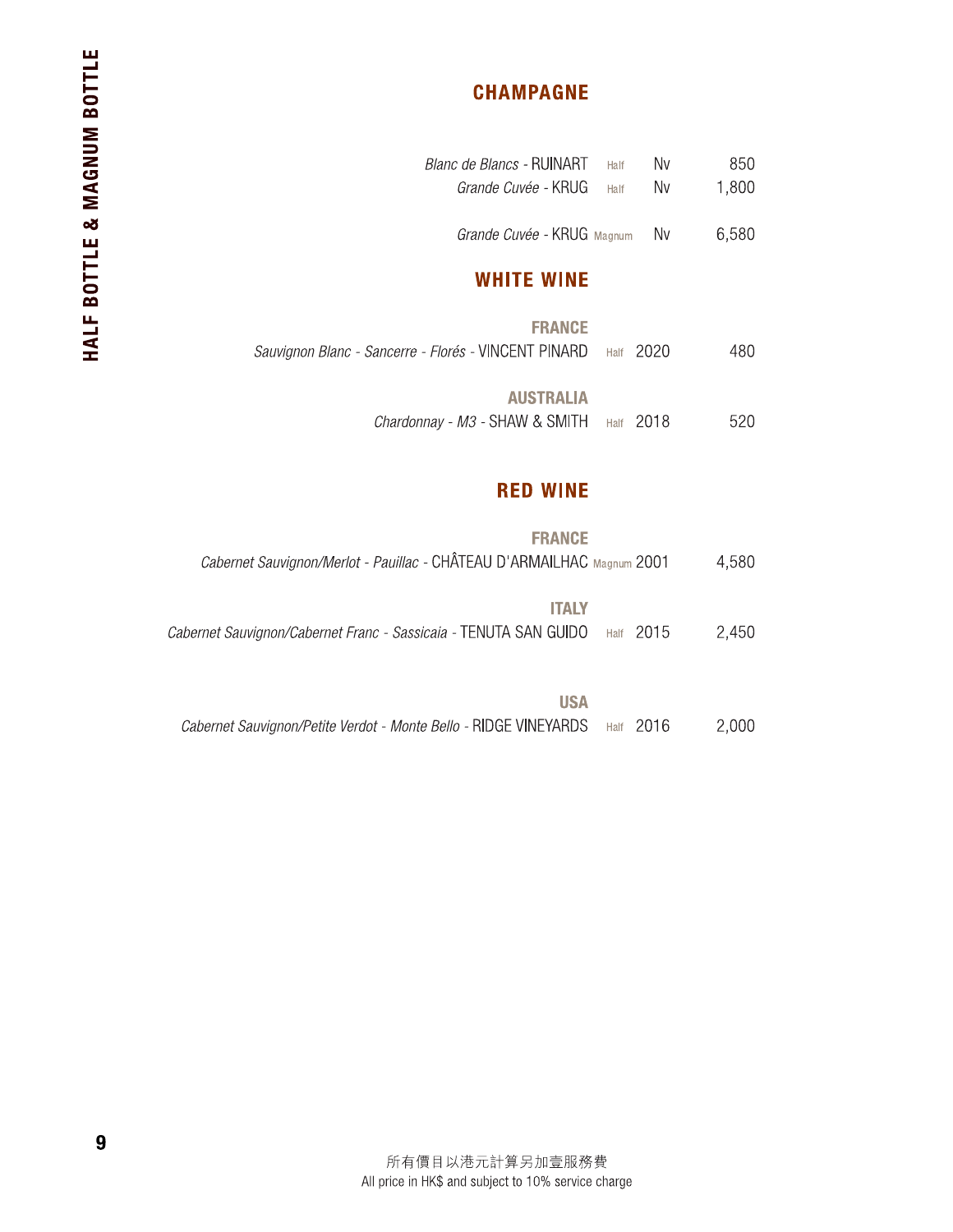# HALF BOTTLE & MAGNUM BOTTLE

## CHAMPAGNE

| Wine | Size | Vintage | Price |
|---|---|---|---|
| *Blanc de Blancs* - RUINART | Half | Nv | 850 |
| *Grande Cuvée* - KRUG | Half | Nv | 1,800 |
| *Grande Cuvée* - KRUG | Magnum | Nv | 6,580 |

## WHITE WINE

### FRANCE

| Wine | Size | Vintage | Price |
|---|---|---|---|
| *Sauvignon Blanc - Sancerre - Florés* - VINCENT PINARD | Half | 2020 | 480 |

### AUSTRALIA

| Wine | Size | Vintage | Price |
|---|---|---|---|
| *Chardonnay - M3* - SHAW & SMITH | Half | 2018 | 520 |

## RED WINE

### FRANCE

| Wine | Size | Vintage | Price |
|---|---|---|---|
| *Cabernet Sauvignon/Merlot - Pauillac* - CHÂTEAU D'ARMAILHAC | Magnum | 2001 | 4,580 |

### ITALY

| Wine | Size | Vintage | Price |
|---|---|---|---|
| *Cabernet Sauvignon/Cabernet Franc - Sassicaia* - TENUTA SAN GUIDO | Half | 2015 | 2,450 |

### USA

| Wine | Size | Vintage | Price |
|---|---|---|---|
| *Cabernet Sauvignon/Petite Verdot - Monte Bello* - RIDGE VINEYARDS | Half | 2016 | 2,000 |

所有價目以港元計算另加壹服務費
All price in HK$ and subject to 10% service charge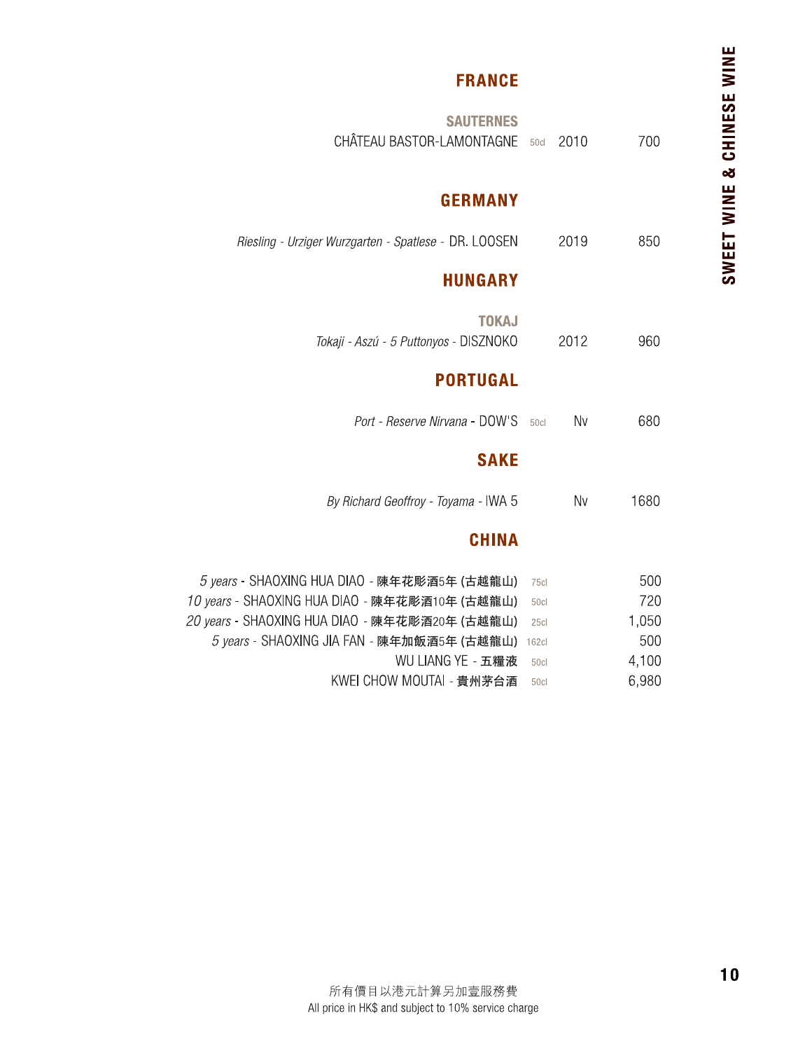# SWEET WINE & CHINESE WINE

## FRANCE

### SAUTERNES

| Wine | Size | Vintage | Price |
|---|---|---|---|
| CHÂTEAU BASTOR-LAMONTAGNE | 50cl | 2010 | 700 |

## GERMANY

| Wine | Size | Vintage | Price |
|---|---|---|---|
| *Riesling - Urziger Wurzgarten - Spatlese* - DR. LOOSEN | | 2019 | 850 |

## HUNGARY

### TOKAJ

| Wine | Size | Vintage | Price |
|---|---|---|---|
| *Tokaji - Aszú - 5 Puttonyos* - DISZNOKO | | 2012 | 960 |

## PORTUGAL

| Wine | Size | Vintage | Price |
|---|---|---|---|
| *Port - Reserve Nirvana* - DOW'S | 50cl | Nv | 680 |

## SAKE

| Wine | Size | Vintage | Price |
|---|---|---|---|
| *By Richard Geoffroy - Toyama* - IWA 5 | | Nv | 1680 |

## CHINA

| Wine | Size | Price |
|---|---|---|
| *5 years* - SHAOXING HUA DIAO - 陳年花彫酒5年 (古越龍山) | 75cl | 500 |
| *10 years* - SHAOXING HUA DIAO - 陳年花彫酒10年 (古越龍山) | 50cl | 720 |
| *20 years* - SHAOXING HUA DIAO - 陳年花彫酒20年 (古越龍山) | 25cl | 1,050 |
| *5 years* - SHAOXING JIA FAN - 陳年加飯酒5年 (古越龍山) | 162cl | 500 |
| WU LIANG YE - 五糧液 | 50cl | 4,100 |
| KWEI CHOW MOUTAI - 貴州茅台酒 | 50cl | 6,980 |

所有價目以港元計算另加壹服務費

All price in HK$ and subject to 10% service charge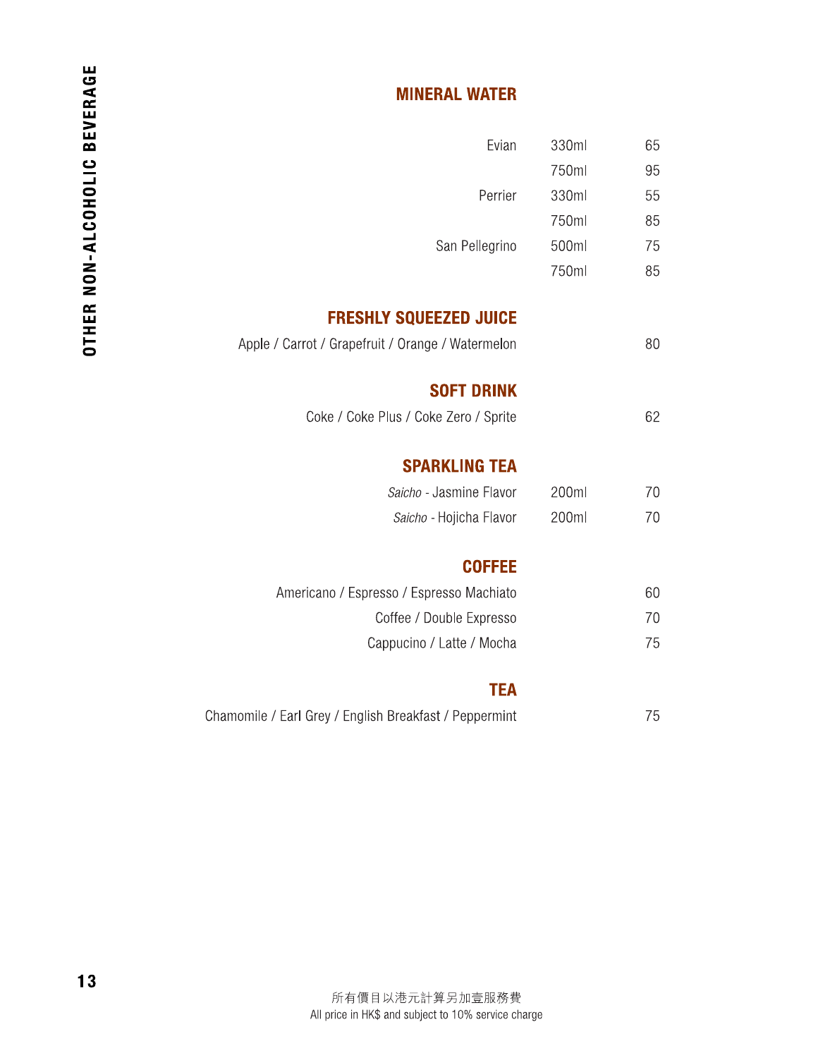# OTHER NON-ALCOHOLIC BEVERAGE

## MINERAL WATER

| | | |
|---|---|---|
| Evian | 330ml | 65 |
| | 750ml | 95 |
| Perrier | 330ml | 55 |
| | 750ml | 85 |
| San Pellegrino | 500ml | 75 |
| | 750ml | 85 |

## FRESHLY SQUEEZED JUICE

| | | |
|---|---|---|
| Apple / Carrot / Grapefruit / Orange / Watermelon | | 80 |

## SOFT DRINK

| | | |
|---|---|---|
| Coke / Coke Plus / Coke Zero / Sprite | | 62 |

## SPARKLING TEA

| | | |
|---|---|---|
| *Saicho* - Jasmine Flavor | 200ml | 70 |
| *Saicho* - Hojicha Flavor | 200ml | 70 |

## COFFEE

| | | |
|---|---|---|
| Americano / Espresso / Espresso Machiato | | 60 |
| Coffee / Double Expresso | | 70 |
| Cappucino / Latte / Mocha | | 75 |

## TEA

| | | |
|---|---|---|
| Chamomile / Earl Grey / English Breakfast / Peppermint | | 75 |

所有價目以港元計算另加壹服務費

All price in HK$ and subject to 10% service charge